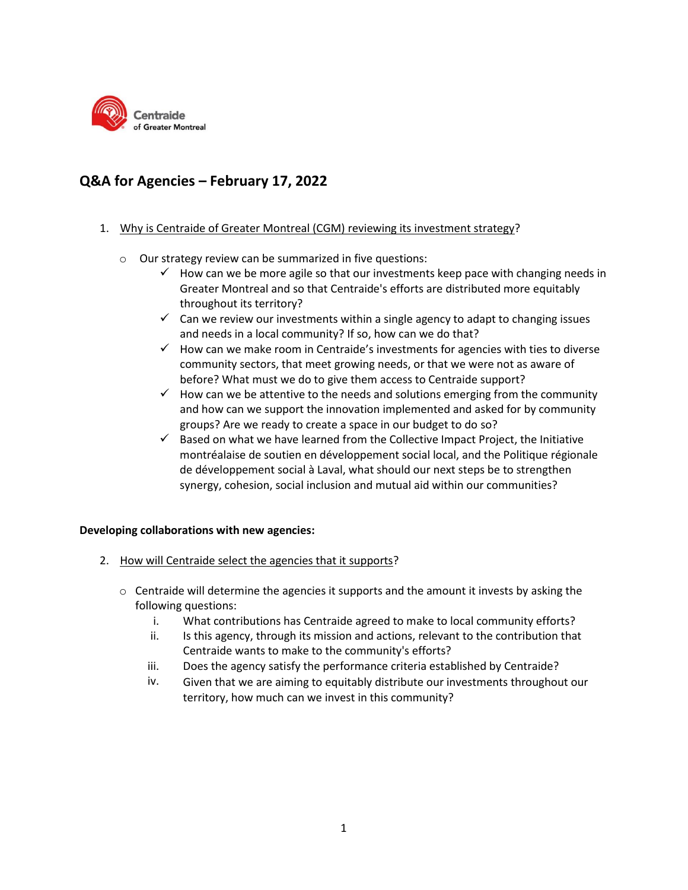Centraide of Greater Montreal

# Q&A for Agencies – February 17, 2022

1. Why is Centraide of Greater Montreal (CGM) reviewing its investment strategy?

   - Our strategy review can be summarized in five questions:
     - ✓ How can we be more agile so that our investments keep pace with changing needs in Greater Montreal and so that Centraide's efforts are distributed more equitably throughout its territory?
     - ✓ Can we review our investments within a single agency to adapt to changing issues and needs in a local community? If so, how can we do that?
     - ✓ How can we make room in Centraide's investments for agencies with ties to diverse community sectors, that meet growing needs, or that we were not as aware of before? What must we do to give them access to Centraide support?
     - ✓ How can we be attentive to the needs and solutions emerging from the community and how can we support the innovation implemented and asked for by community groups? Are we ready to create a space in our budget to do so?
     - ✓ Based on what we have learned from the Collective Impact Project, the Initiative montréalaise de soutien en développement social local, and the Politique régionale de développement social à Laval, what should our next steps be to strengthen synergy, cohesion, social inclusion and mutual aid within our communities?

**Developing collaborations with new agencies:**

2. How will Centraide select the agencies that it supports?

   - Centraide will determine the agencies it supports and the amount it invests by asking the following questions:
     - i. What contributions has Centraide agreed to make to local community efforts?
     - ii. Is this agency, through its mission and actions, relevant to the contribution that Centraide wants to make to the community's efforts?
     - iii. Does the agency satisfy the performance criteria established by Centraide?
     - iv. Given that we are aiming to equitably distribute our investments throughout our territory, how much can we invest in this community?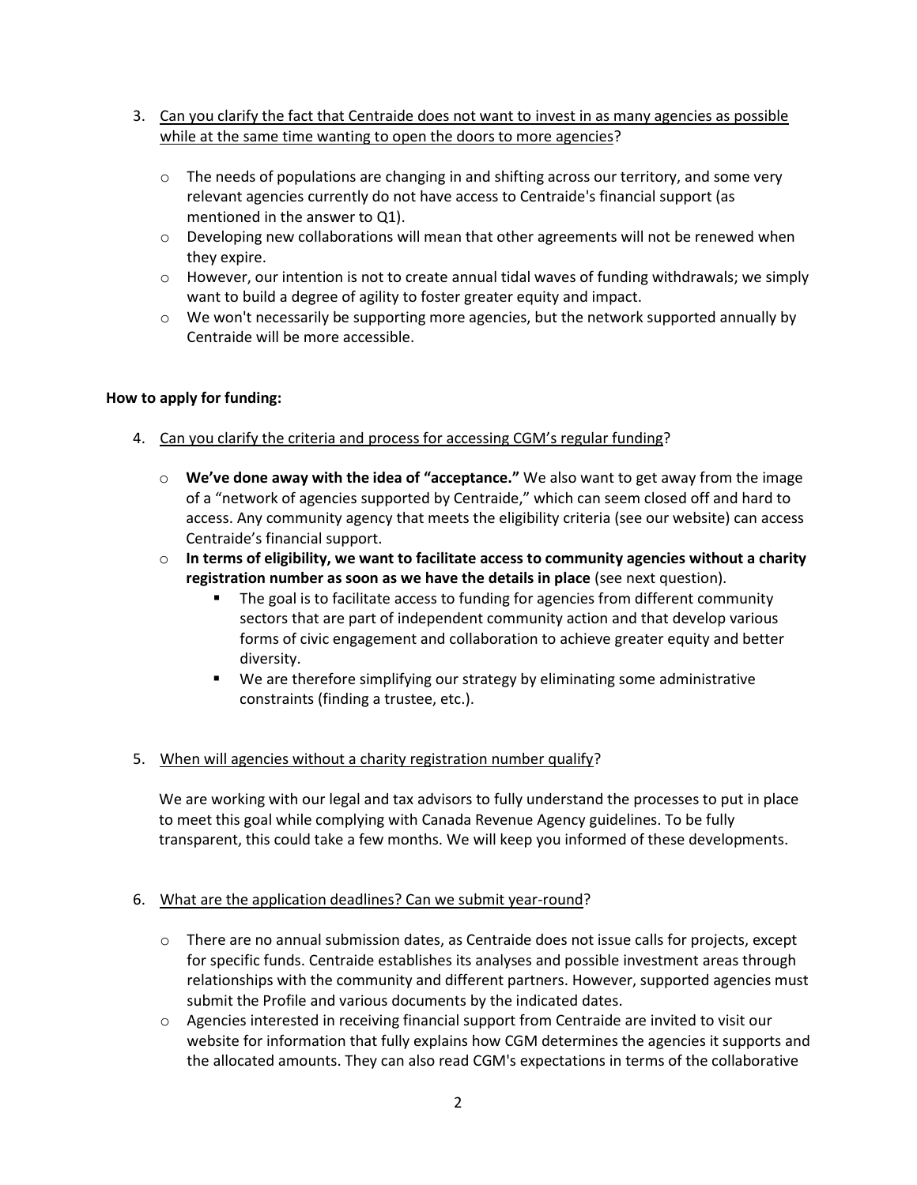3. Can you clarify the fact that Centraide does not want to invest in as many agencies as possible while at the same time wanting to open the doors to more agencies?

    - The needs of populations are changing in and shifting across our territory, and some very relevant agencies currently do not have access to Centraide's financial support (as mentioned in the answer to Q1).
    - Developing new collaborations will mean that other agreements will not be renewed when they expire.
    - However, our intention is not to create annual tidal waves of funding withdrawals; we simply want to build a degree of agility to foster greater equity and impact.
    - We won't necessarily be supporting more agencies, but the network supported annually by Centraide will be more accessible.

**How to apply for funding:**

4. Can you clarify the criteria and process for accessing CGM's regular funding?

    - **We've done away with the idea of "acceptance."** We also want to get away from the image of a "network of agencies supported by Centraide," which can seem closed off and hard to access. Any community agency that meets the eligibility criteria (see our website) can access Centraide's financial support.
    - **In terms of eligibility, we want to facilitate access to community agencies without a charity registration number as soon as we have the details in place** (see next question).
        - The goal is to facilitate access to funding for agencies from different community sectors that are part of independent community action and that develop various forms of civic engagement and collaboration to achieve greater equity and better diversity.
        - We are therefore simplifying our strategy by eliminating some administrative constraints (finding a trustee, etc.).

5. When will agencies without a charity registration number qualify?

    We are working with our legal and tax advisors to fully understand the processes to put in place to meet this goal while complying with Canada Revenue Agency guidelines. To be fully transparent, this could take a few months. We will keep you informed of these developments.

6. What are the application deadlines? Can we submit year-round?

    - There are no annual submission dates, as Centraide does not issue calls for projects, except for specific funds. Centraide establishes its analyses and possible investment areas through relationships with the community and different partners. However, supported agencies must submit the Profile and various documents by the indicated dates.
    - Agencies interested in receiving financial support from Centraide are invited to visit our website for information that fully explains how CGM determines the agencies it supports and the allocated amounts. They can also read CGM's expectations in terms of the collaborative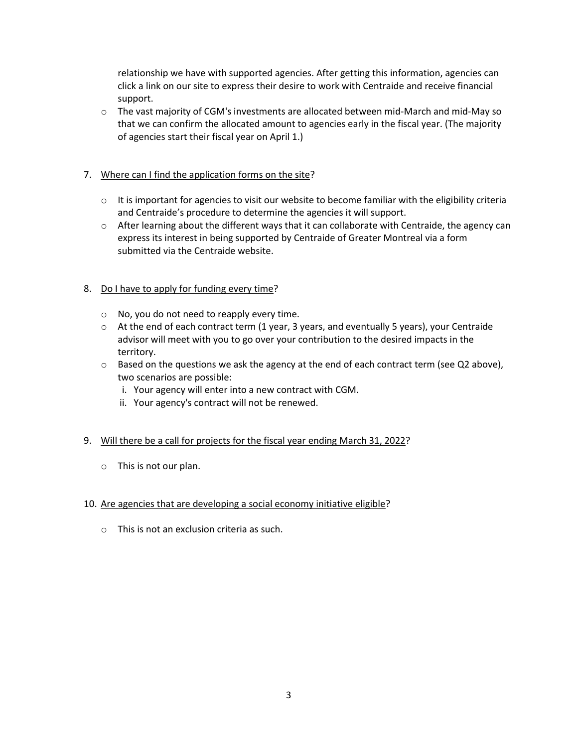relationship we have with supported agencies. After getting this information, agencies can click a link on our site to express their desire to work with Centraide and receive financial support.

- The vast majority of CGM's investments are allocated between mid-March and mid-May so that we can confirm the allocated amount to agencies early in the fiscal year. (The majority of agencies start their fiscal year on April 1.)

7. Where can I find the application forms on the site?

   - It is important for agencies to visit our website to become familiar with the eligibility criteria and Centraide's procedure to determine the agencies it will support.
   - After learning about the different ways that it can collaborate with Centraide, the agency can express its interest in being supported by Centraide of Greater Montreal via a form submitted via the Centraide website.

8. Do I have to apply for funding every time?

   - No, you do not need to reapply every time.
   - At the end of each contract term (1 year, 3 years, and eventually 5 years), your Centraide advisor will meet with you to go over your contribution to the desired impacts in the territory.
   - Based on the questions we ask the agency at the end of each contract term (see Q2 above), two scenarios are possible:
     i. Your agency will enter into a new contract with CGM.
     ii. Your agency's contract will not be renewed.

9. Will there be a call for projects for the fiscal year ending March 31, 2022?

   - This is not our plan.

10. Are agencies that are developing a social economy initiative eligible?

    - This is not an exclusion criteria as such.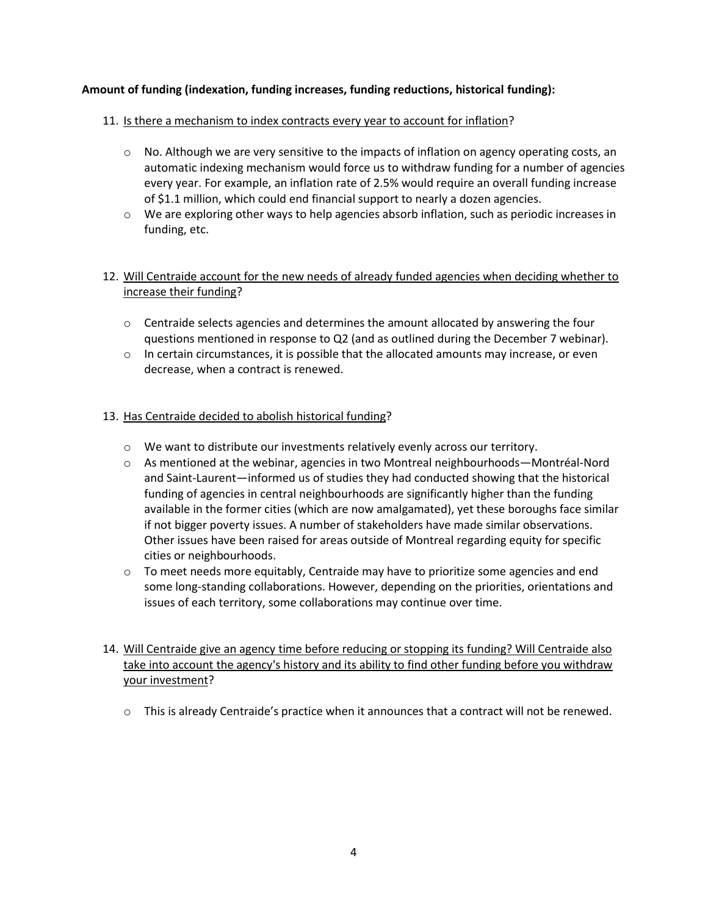**Amount of funding (indexation, funding increases, funding reductions, historical funding):**

11. <u>Is there a mechanism to index contracts every year to account for inflation</u>?

    - No. Although we are very sensitive to the impacts of inflation on agency operating costs, an automatic indexing mechanism would force us to withdraw funding for a number of agencies every year. For example, an inflation rate of 2.5% would require an overall funding increase of $1.1 million, which could end financial support to nearly a dozen agencies.
    - We are exploring other ways to help agencies absorb inflation, such as periodic increases in funding, etc.

12. <u>Will Centraide account for the new needs of already funded agencies when deciding whether to increase their funding</u>?

    - Centraide selects agencies and determines the amount allocated by answering the four questions mentioned in response to Q2 (and as outlined during the December 7 webinar).
    - In certain circumstances, it is possible that the allocated amounts may increase, or even decrease, when a contract is renewed.

13. <u>Has Centraide decided to abolish historical funding</u>?

    - We want to distribute our investments relatively evenly across our territory.
    - As mentioned at the webinar, agencies in two Montreal neighbourhoods—Montréal-Nord and Saint-Laurent—informed us of studies they had conducted showing that the historical funding of agencies in central neighbourhoods are significantly higher than the funding available in the former cities (which are now amalgamated), yet these boroughs face similar if not bigger poverty issues. A number of stakeholders have made similar observations. Other issues have been raised for areas outside of Montreal regarding equity for specific cities or neighbourhoods.
    - To meet needs more equitably, Centraide may have to prioritize some agencies and end some long-standing collaborations. However, depending on the priorities, orientations and issues of each territory, some collaborations may continue over time.

14. <u>Will Centraide give an agency time before reducing or stopping its funding? Will Centraide also take into account the agency's history and its ability to find other funding before you withdraw your investment</u>?

    - This is already Centraide's practice when it announces that a contract will not be renewed.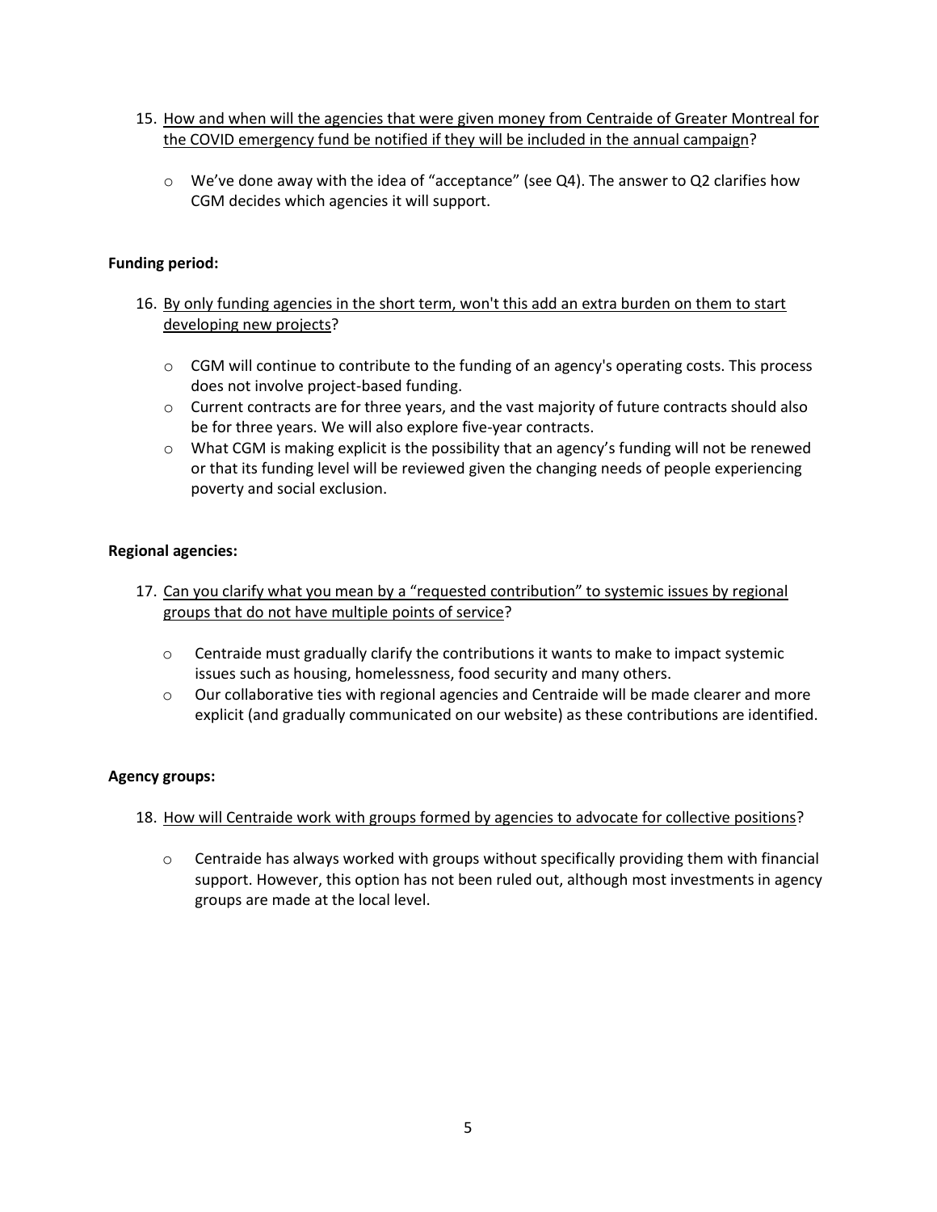15. <u>How and when will the agencies that were given money from Centraide of Greater Montreal for the COVID emergency fund be notified if they will be included in the annual campaign</u>?

    - We've done away with the idea of "acceptance" (see Q4). The answer to Q2 clarifies how CGM decides which agencies it will support.

**Funding period:**

16. <u>By only funding agencies in the short term, won't this add an extra burden on them to start developing new projects</u>?

    - CGM will continue to contribute to the funding of an agency's operating costs. This process does not involve project-based funding.
    - Current contracts are for three years, and the vast majority of future contracts should also be for three years. We will also explore five-year contracts.
    - What CGM is making explicit is the possibility that an agency's funding will not be renewed or that its funding level will be reviewed given the changing needs of people experiencing poverty and social exclusion.

**Regional agencies:**

17. <u>Can you clarify what you mean by a "requested contribution" to systemic issues by regional groups that do not have multiple points of service</u>?

    - Centraide must gradually clarify the contributions it wants to make to impact systemic issues such as housing, homelessness, food security and many others.
    - Our collaborative ties with regional agencies and Centraide will be made clearer and more explicit (and gradually communicated on our website) as these contributions are identified.

**Agency groups:**

18. <u>How will Centraide work with groups formed by agencies to advocate for collective positions</u>?

    - Centraide has always worked with groups without specifically providing them with financial support. However, this option has not been ruled out, although most investments in agency groups are made at the local level.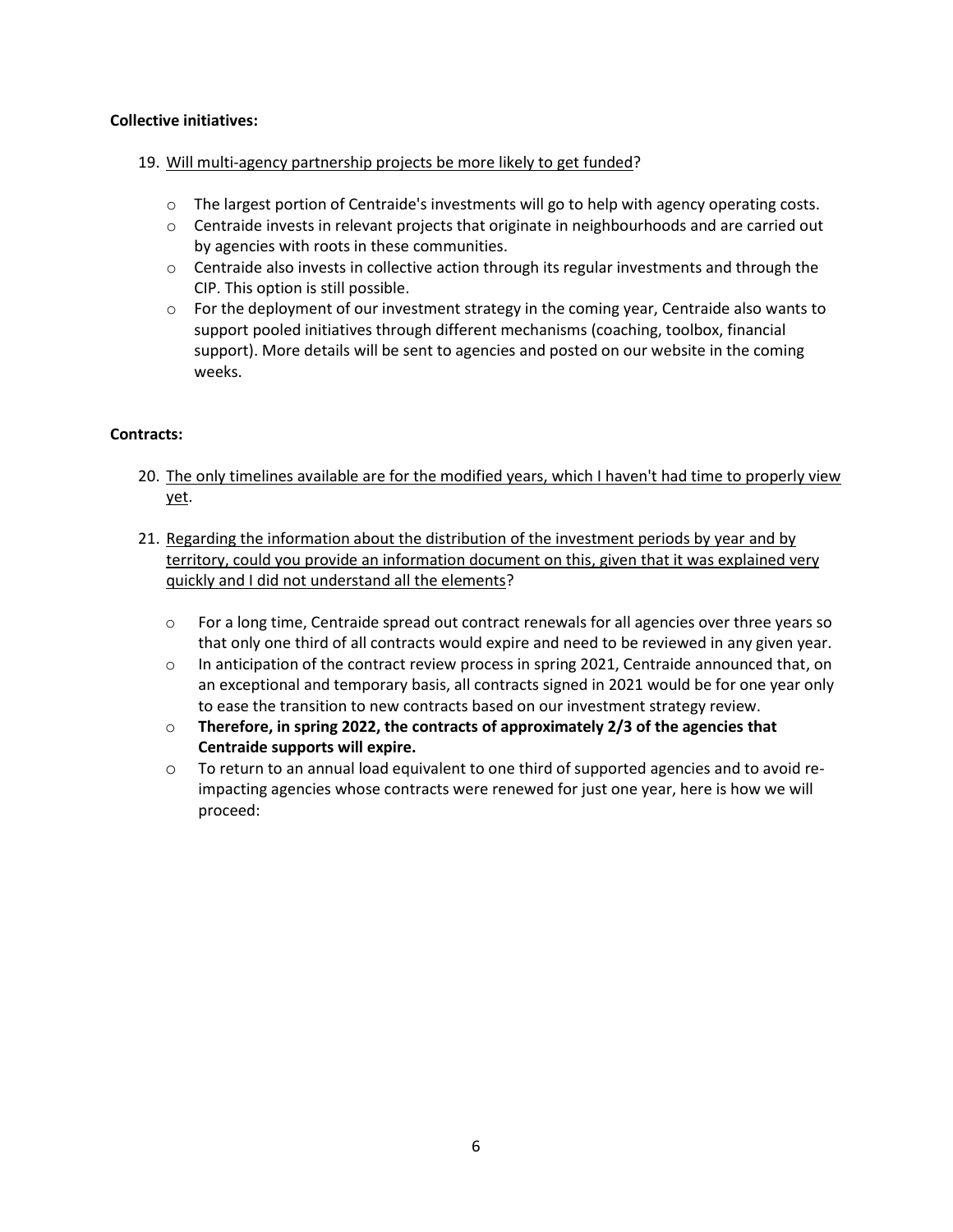**Collective initiatives:**

19. Will multi-agency partnership projects be more likely to get funded?

   - The largest portion of Centraide's investments will go to help with agency operating costs.
   - Centraide invests in relevant projects that originate in neighbourhoods and are carried out by agencies with roots in these communities.
   - Centraide also invests in collective action through its regular investments and through the CIP. This option is still possible.
   - For the deployment of our investment strategy in the coming year, Centraide also wants to support pooled initiatives through different mechanisms (coaching, toolbox, financial support). More details will be sent to agencies and posted on our website in the coming weeks.

**Contracts:**

20. The only timelines available are for the modified years, which I haven't had time to properly view yet.

21. Regarding the information about the distribution of the investment periods by year and by territory, could you provide an information document on this, given that it was explained very quickly and I did not understand all the elements?

   - For a long time, Centraide spread out contract renewals for all agencies over three years so that only one third of all contracts would expire and need to be reviewed in any given year.
   - In anticipation of the contract review process in spring 2021, Centraide announced that, on an exceptional and temporary basis, all contracts signed in 2021 would be for one year only to ease the transition to new contracts based on our investment strategy review.
   - **Therefore, in spring 2022, the contracts of approximately 2/3 of the agencies that Centraide supports will expire.**
   - To return to an annual load equivalent to one third of supported agencies and to avoid re-impacting agencies whose contracts were renewed for just one year, here is how we will proceed: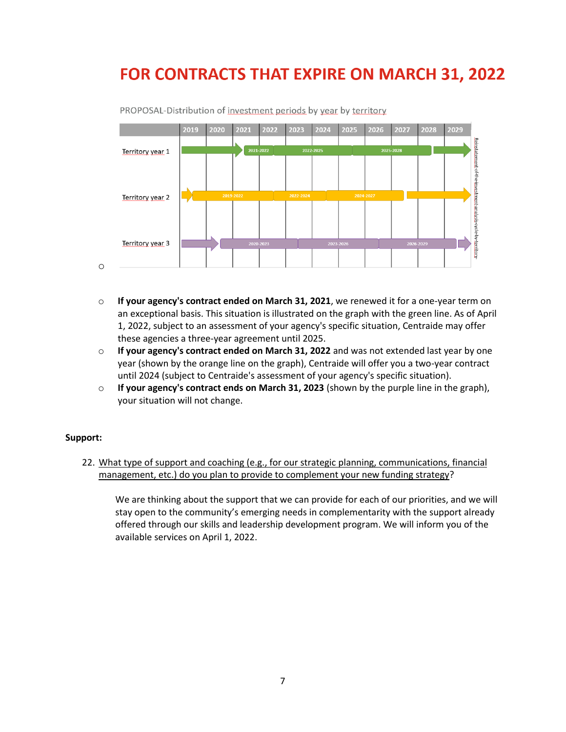# FOR CONTRACTS THAT EXPIRE ON MARCH 31, 2022

PROPOSAL-Distribution of investment periods by year by territory

| | 2019 | 2020 | 2021 | 2022 | 2023 | 2024 | 2025 | 2026 | 2027 | 2028 | 2029 |
|---|---|---|---|---|---|---|---|---|---|---|---|
| Territory year 1 | | | 2021-2022 | 2022-2025 | | | 2025-2028 | | | | |
| Territory year 2 | 2019-2022 | | | 2022-2024 | | 2024-2027 | | | | | |
| Territory year 3 | | 2020-2023 | | | 2023-2026 | | | 2026-2029 | | | |

Reinstatement-of-the-investment-analysis-cycle-by-territory

- **If your agency's contract ended on March 31, 2021**, we renewed it for a one-year term on an exceptional basis. This situation is illustrated on the graph with the green line. As of April 1, 2022, subject to an assessment of your agency's specific situation, Centraide may offer these agencies a three-year agreement until 2025.
- **If your agency's contract ended on March 31, 2022** and was not extended last year by one year (shown by the orange line on the graph), Centraide will offer you a two-year contract until 2024 (subject to Centraide's assessment of your agency's specific situation).
- **If your agency's contract ends on March 31, 2023** (shown by the purple line in the graph), your situation will not change.

**Support:**

22. What type of support and coaching (e.g., for our strategic planning, communications, financial management, etc.) do you plan to provide to complement your new funding strategy?

    We are thinking about the support that we can provide for each of our priorities, and we will stay open to the community's emerging needs in complementarity with the support already offered through our skills and leadership development program. We will inform you of the available services on April 1, 2022.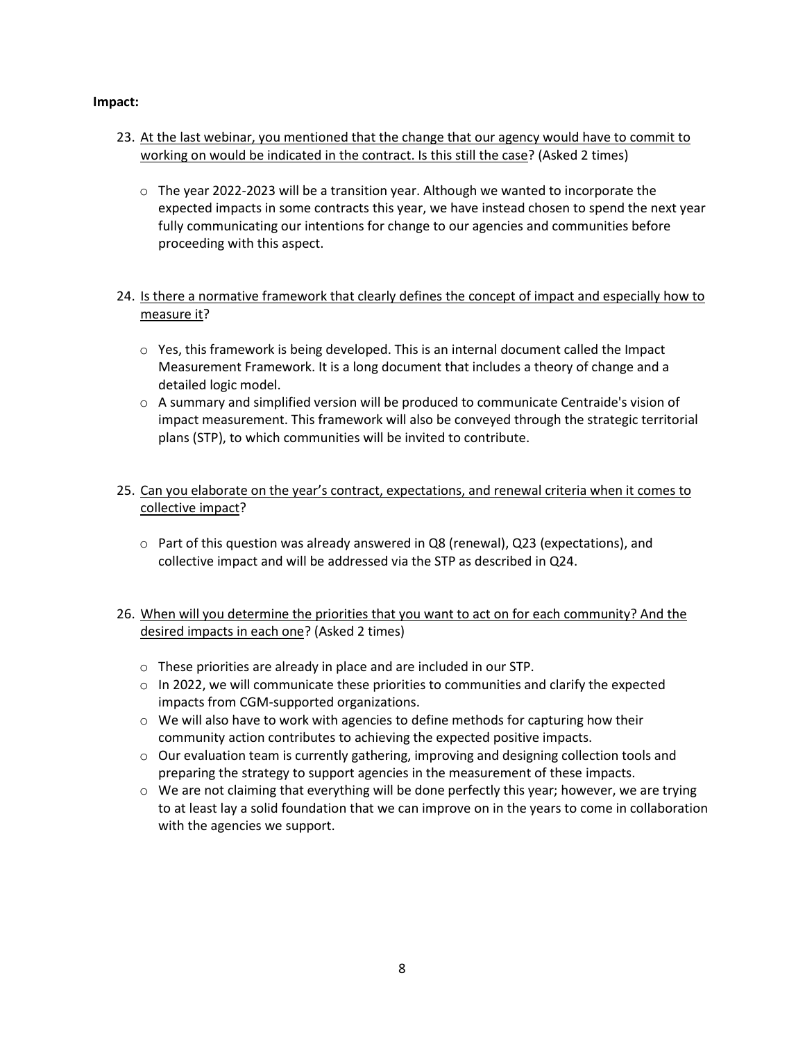**Impact:**

23. At the last webinar, you mentioned that the change that our agency would have to commit to working on would be indicated in the contract. Is this still the case? (Asked 2 times)

    - The year 2022-2023 will be a transition year. Although we wanted to incorporate the expected impacts in some contracts this year, we have instead chosen to spend the next year fully communicating our intentions for change to our agencies and communities before proceeding with this aspect.

24. Is there a normative framework that clearly defines the concept of impact and especially how to measure it?

    - Yes, this framework is being developed. This is an internal document called the Impact Measurement Framework. It is a long document that includes a theory of change and a detailed logic model.
    - A summary and simplified version will be produced to communicate Centraide's vision of impact measurement. This framework will also be conveyed through the strategic territorial plans (STP), to which communities will be invited to contribute.

25. Can you elaborate on the year's contract, expectations, and renewal criteria when it comes to collective impact?

    - Part of this question was already answered in Q8 (renewal), Q23 (expectations), and collective impact and will be addressed via the STP as described in Q24.

26. When will you determine the priorities that you want to act on for each community? And the desired impacts in each one? (Asked 2 times)

    - These priorities are already in place and are included in our STP.
    - In 2022, we will communicate these priorities to communities and clarify the expected impacts from CGM-supported organizations.
    - We will also have to work with agencies to define methods for capturing how their community action contributes to achieving the expected positive impacts.
    - Our evaluation team is currently gathering, improving and designing collection tools and preparing the strategy to support agencies in the measurement of these impacts.
    - We are not claiming that everything will be done perfectly this year; however, we are trying to at least lay a solid foundation that we can improve on in the years to come in collaboration with the agencies we support.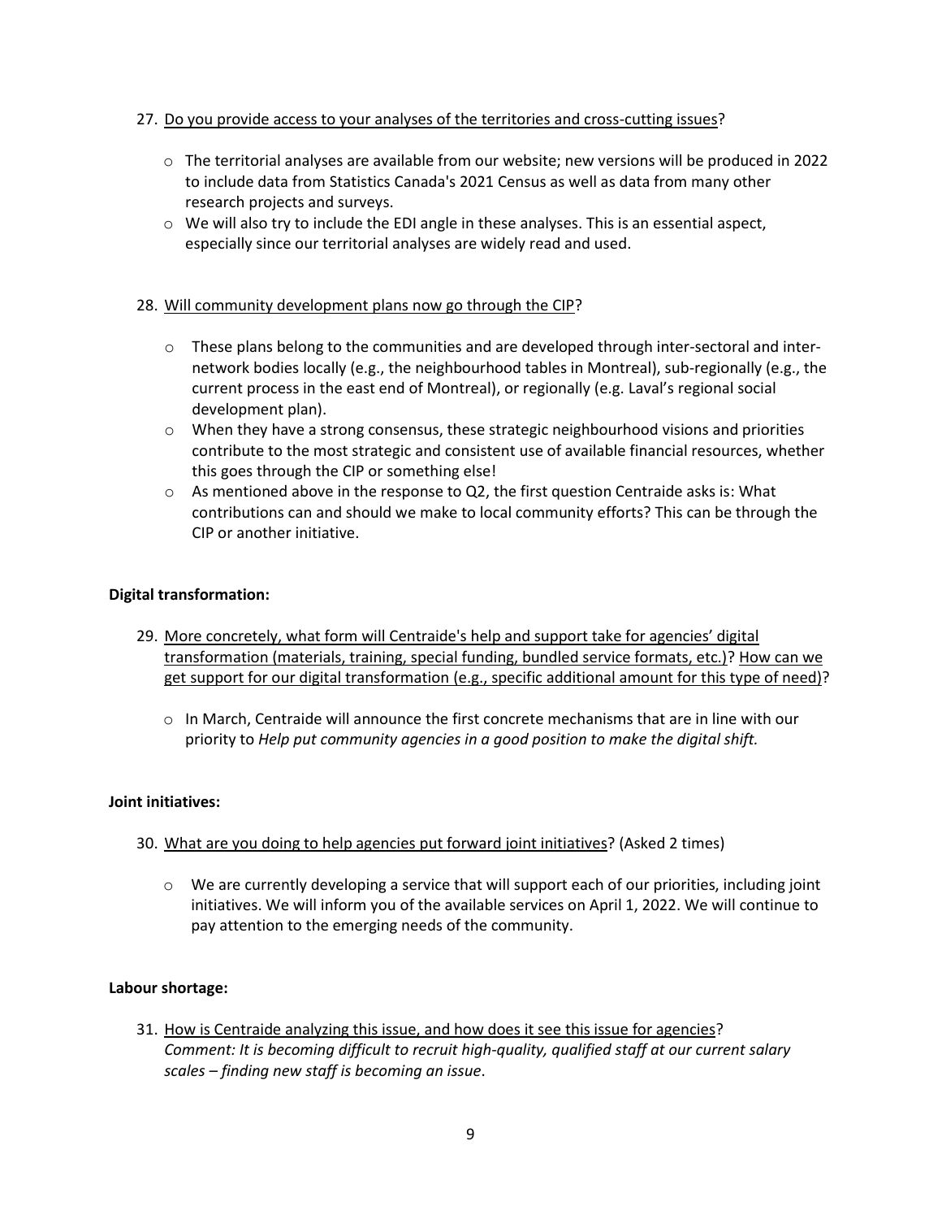27. <u>Do you provide access to your analyses of the territories and cross-cutting issues</u>?

    - The territorial analyses are available from our website; new versions will be produced in 2022 to include data from Statistics Canada's 2021 Census as well as data from many other research projects and surveys.
    - We will also try to include the EDI angle in these analyses. This is an essential aspect, especially since our territorial analyses are widely read and used.

28. <u>Will community development plans now go through the CIP</u>?

    - These plans belong to the communities and are developed through inter-sectoral and inter-network bodies locally (e.g., the neighbourhood tables in Montreal), sub-regionally (e.g., the current process in the east end of Montreal), or regionally (e.g. Laval's regional social development plan).
    - When they have a strong consensus, these strategic neighbourhood visions and priorities contribute to the most strategic and consistent use of available financial resources, whether this goes through the CIP or something else!
    - As mentioned above in the response to Q2, the first question Centraide asks is: What contributions can and should we make to local community efforts? This can be through the CIP or another initiative.

**Digital transformation:**

29. <u>More concretely, what form will Centraide's help and support take for agencies' digital transformation (materials, training, special funding, bundled service formats, etc.)</u>? <u>How can we get support for our digital transformation (e.g., specific additional amount for this type of need)</u>?

    - In March, Centraide will announce the first concrete mechanisms that are in line with our priority to *Help put community agencies in a good position to make the digital shift.*

**Joint initiatives:**

30. <u>What are you doing to help agencies put forward joint initiatives</u>? (Asked 2 times)

    - We are currently developing a service that will support each of our priorities, including joint initiatives. We will inform you of the available services on April 1, 2022. We will continue to pay attention to the emerging needs of the community.

**Labour shortage:**

31. <u>How is Centraide analyzing this issue, and how does it see this issue for agencies</u>?
    *Comment: It is becoming difficult to recruit high-quality, qualified staff at our current salary scales – finding new staff is becoming an issue*.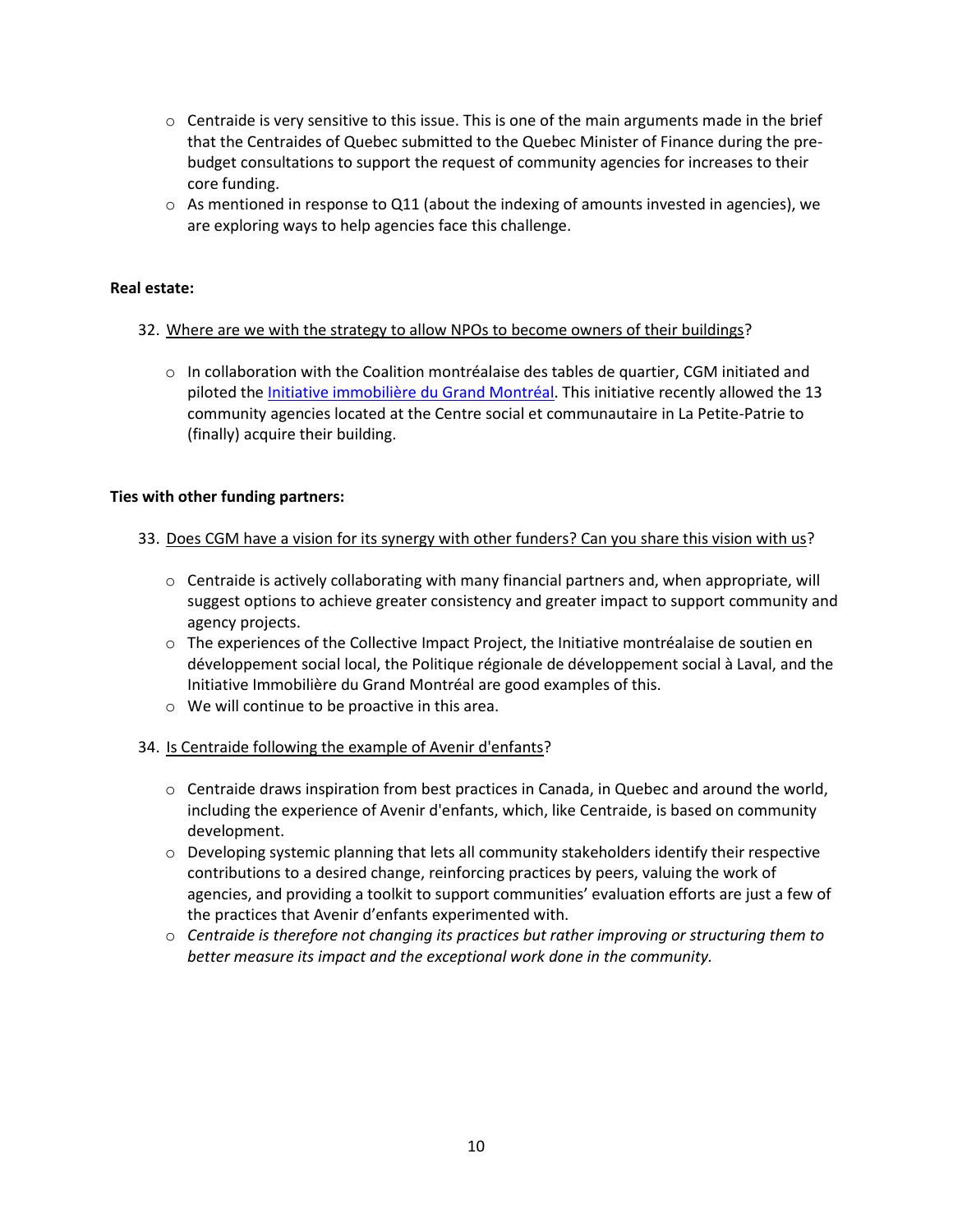- Centraide is very sensitive to this issue. This is one of the main arguments made in the brief that the Centraides of Quebec submitted to the Quebec Minister of Finance during the pre-budget consultations to support the request of community agencies for increases to their core funding.
- As mentioned in response to Q11 (about the indexing of amounts invested in agencies), we are exploring ways to help agencies face this challenge.

**Real estate:**

32. <u>Where are we with the strategy to allow NPOs to become owners of their buildings</u>?

    - In collaboration with the Coalition montréalaise des tables de quartier, CGM initiated and piloted the [Initiative immobilière du Grand Montréal](). This initiative recently allowed the 13 community agencies located at the Centre social et communautaire in La Petite-Patrie to (finally) acquire their building.

**Ties with other funding partners:**

33. <u>Does CGM have a vision for its synergy with other funders? Can you share this vision with us</u>?

    - Centraide is actively collaborating with many financial partners and, when appropriate, will suggest options to achieve greater consistency and greater impact to support community and agency projects.
    - The experiences of the Collective Impact Project, the Initiative montréalaise de soutien en développement social local, the Politique régionale de développement social à Laval, and the Initiative Immobilière du Grand Montréal are good examples of this.
    - We will continue to be proactive in this area.

34. <u>Is Centraide following the example of Avenir d'enfants</u>?

    - Centraide draws inspiration from best practices in Canada, in Quebec and around the world, including the experience of Avenir d'enfants, which, like Centraide, is based on community development.
    - Developing systemic planning that lets all community stakeholders identify their respective contributions to a desired change, reinforcing practices by peers, valuing the work of agencies, and providing a toolkit to support communities' evaluation efforts are just a few of the practices that Avenir d'enfants experimented with.
    - *Centraide is therefore not changing its practices but rather improving or structuring them to better measure its impact and the exceptional work done in the community.*